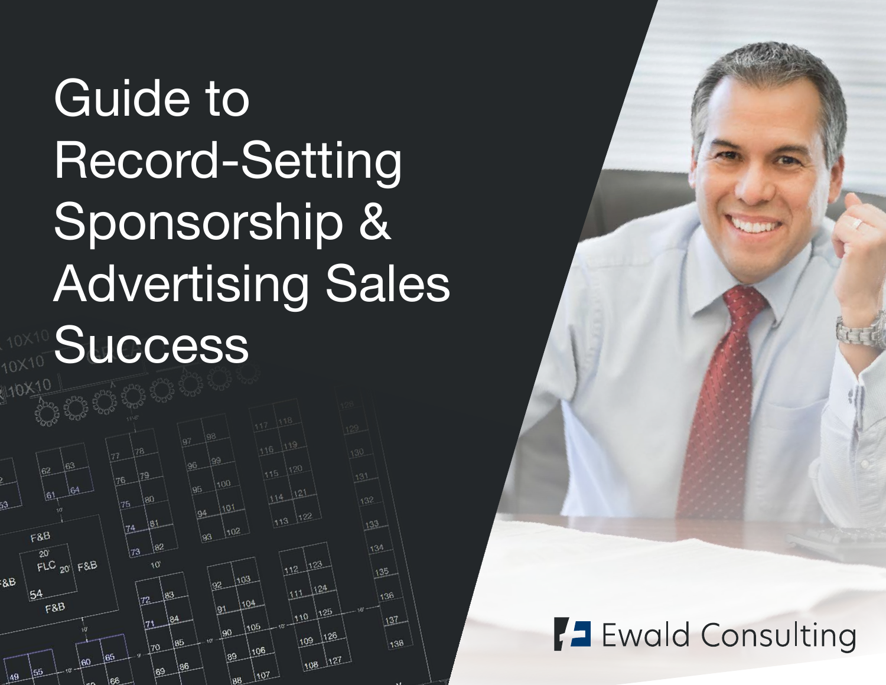# Guide to Record-Setting Sponsorship & Advertising Sales Success

Ewald Consulting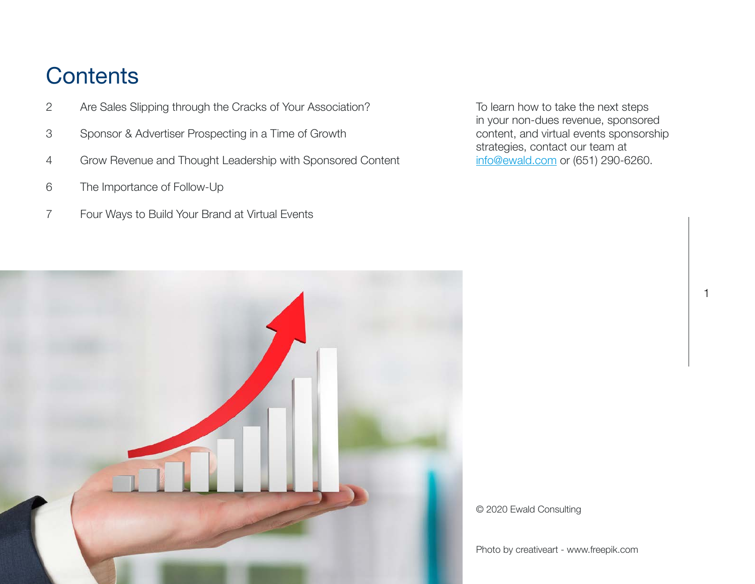# Contents

| | |
|---|---|
| 2 | Are Sales Slipping through the Cracks of Your Association? |
| 3 | Sponsor & Advertiser Prospecting in a Time of Growth |
| 4 | Grow Revenue and Thought Leadership with Sponsored Content |
| 6 | The Importance of Follow-Up |
| 7 | Four Ways to Build Your Brand at Virtual Events |

To learn how to take the next steps in your non-dues revenue, sponsored content, and virtual events sponsorship strategies, contact our team at info@ewald.com or (651) 290-6260.

© 2020 Ewald Consulting

Photo by creativeart - www.freepik.com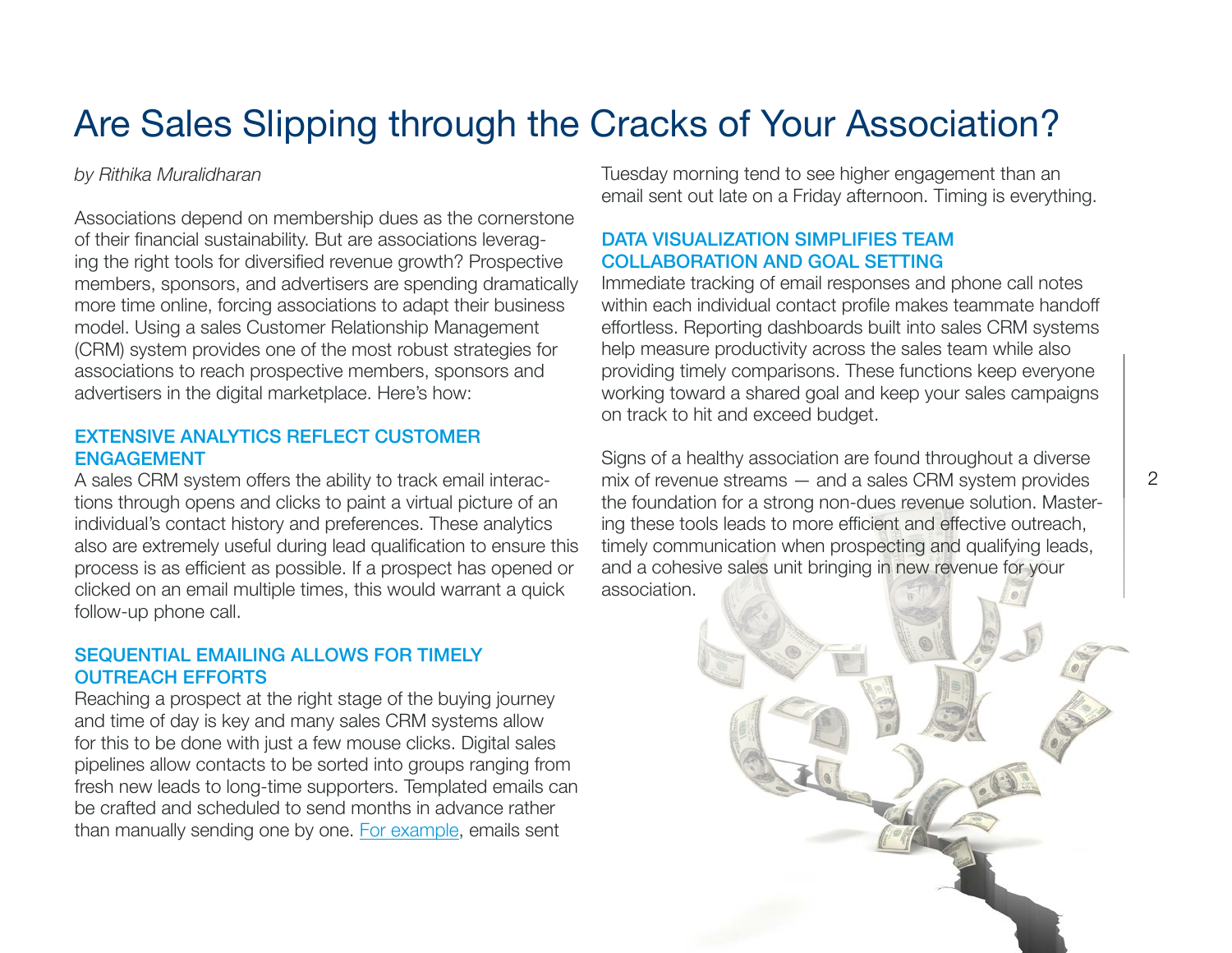# Are Sales Slipping through the Cracks of Your Association?

*by Rithika Muralidharan*

Associations depend on membership dues as the cornerstone of their financial sustainability. But are associations leveraging the right tools for diversified revenue growth? Prospective members, sponsors, and advertisers are spending dramatically more time online, forcing associations to adapt their business model. Using a sales Customer Relationship Management (CRM) system provides one of the most robust strategies for associations to reach prospective members, sponsors and advertisers in the digital marketplace. Here's how:

### EXTENSIVE ANALYTICS REFLECT CUSTOMER ENGAGEMENT

A sales CRM system offers the ability to track email interactions through opens and clicks to paint a virtual picture of an individual's contact history and preferences. These analytics also are extremely useful during lead qualification to ensure this process is as efficient as possible. If a prospect has opened or clicked on an email multiple times, this would warrant a quick follow-up phone call.

### SEQUENTIAL EMAILING ALLOWS FOR TIMELY OUTREACH EFFORTS

Reaching a prospect at the right stage of the buying journey and time of day is key and many sales CRM systems allow for this to be done with just a few mouse clicks. Digital sales pipelines allow contacts to be sorted into groups ranging from fresh new leads to long-time supporters. Templated emails can be crafted and scheduled to send months in advance rather than manually sending one by one. For example, emails sent Tuesday morning tend to see higher engagement than an email sent out late on a Friday afternoon. Timing is everything.

### DATA VISUALIZATION SIMPLIFIES TEAM COLLABORATION AND GOAL SETTING

Immediate tracking of email responses and phone call notes within each individual contact profile makes teammate handoff effortless. Reporting dashboards built into sales CRM systems help measure productivity across the sales team while also providing timely comparisons. These functions keep everyone working toward a shared goal and keep your sales campaigns on track to hit and exceed budget.

Signs of a healthy association are found throughout a diverse mix of revenue streams — and a sales CRM system provides the foundation for a strong non-dues revenue solution. Mastering these tools leads to more efficient and effective outreach, timely communication when prospecting and qualifying leads, and a cohesive sales unit bringing in new revenue for your association.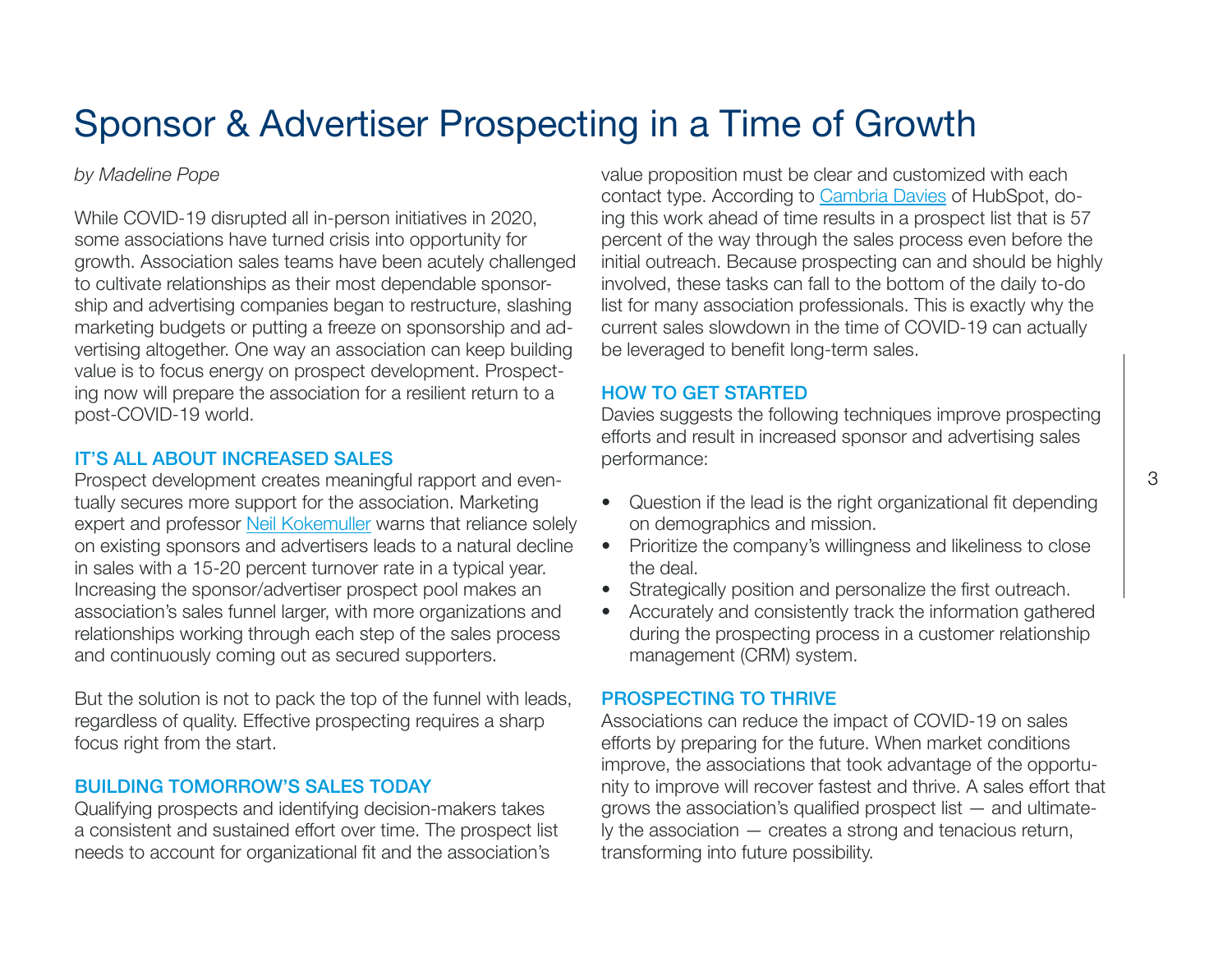# Sponsor & Advertiser Prospecting in a Time of Growth

*by Madeline Pope*

While COVID-19 disrupted all in-person initiatives in 2020, some associations have turned crisis into opportunity for growth. Association sales teams have been acutely challenged to cultivate relationships as their most dependable sponsorship and advertising companies began to restructure, slashing marketing budgets or putting a freeze on sponsorship and advertising altogether. One way an association can keep building value is to focus energy on prospect development. Prospecting now will prepare the association for a resilient return to a post-COVID-19 world.

## IT'S ALL ABOUT INCREASED SALES

Prospect development creates meaningful rapport and eventually secures more support for the association. Marketing expert and professor Neil Kokemuller warns that reliance solely on existing sponsors and advertisers leads to a natural decline in sales with a 15-20 percent turnover rate in a typical year. Increasing the sponsor/advertiser prospect pool makes an association's sales funnel larger, with more organizations and relationships working through each step of the sales process and continuously coming out as secured supporters.

But the solution is not to pack the top of the funnel with leads, regardless of quality. Effective prospecting requires a sharp focus right from the start.

## BUILDING TOMORROW'S SALES TODAY

Qualifying prospects and identifying decision-makers takes a consistent and sustained effort over time. The prospect list needs to account for organizational fit and the association's value proposition must be clear and customized with each contact type. According to Cambria Davies of HubSpot, doing this work ahead of time results in a prospect list that is 57 percent of the way through the sales process even before the initial outreach. Because prospecting can and should be highly involved, these tasks can fall to the bottom of the daily to-do list for many association professionals. This is exactly why the current sales slowdown in the time of COVID-19 can actually be leveraged to benefit long-term sales.

## HOW TO GET STARTED

Davies suggests the following techniques improve prospecting efforts and result in increased sponsor and advertising sales performance:

- Question if the lead is the right organizational fit depending on demographics and mission.
- Prioritize the company's willingness and likeliness to close the deal.
- Strategically position and personalize the first outreach.
- Accurately and consistently track the information gathered during the prospecting process in a customer relationship management (CRM) system.

## PROSPECTING TO THRIVE

Associations can reduce the impact of COVID-19 on sales efforts by preparing for the future. When market conditions improve, the associations that took advantage of the opportunity to improve will recover fastest and thrive. A sales effort that grows the association's qualified prospect list — and ultimately the association — creates a strong and tenacious return, transforming into future possibility.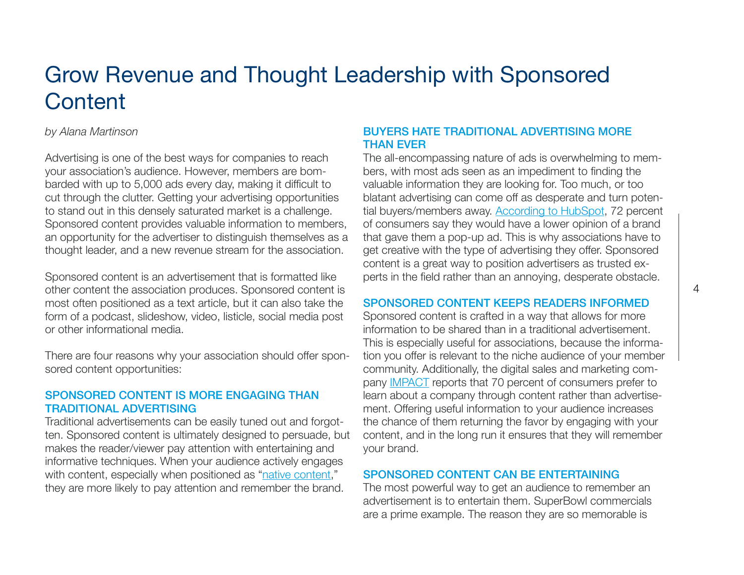# Grow Revenue and Thought Leadership with Sponsored Content

*by Alana Martinson*

Advertising is one of the best ways for companies to reach your association's audience. However, members are bombarded with up to 5,000 ads every day, making it difficult to cut through the clutter. Getting your advertising opportunities to stand out in this densely saturated market is a challenge. Sponsored content provides valuable information to members, an opportunity for the advertiser to distinguish themselves as a thought leader, and a new revenue stream for the association.

Sponsored content is an advertisement that is formatted like other content the association produces. Sponsored content is most often positioned as a text article, but it can also take the form of a podcast, slideshow, video, listicle, social media post or other informational media.

There are four reasons why your association should offer sponsored content opportunities:

### SPONSORED CONTENT IS MORE ENGAGING THAN TRADITIONAL ADVERTISING

Traditional advertisements can be easily tuned out and forgotten. Sponsored content is ultimately designed to persuade, but makes the reader/viewer pay attention with entertaining and informative techniques. When your audience actively engages with content, especially when positioned as "native content," they are more likely to pay attention and remember the brand.

### BUYERS HATE TRADITIONAL ADVERTISING MORE THAN EVER

The all-encompassing nature of ads is overwhelming to members, with most ads seen as an impediment to finding the valuable information they are looking for. Too much, or too blatant advertising can come off as desperate and turn potential buyers/members away. According to HubSpot, 72 percent of consumers say they would have a lower opinion of a brand that gave them a pop-up ad. This is why associations have to get creative with the type of advertising they offer. Sponsored content is a great way to position advertisers as trusted experts in the field rather than an annoying, desperate obstacle.

### SPONSORED CONTENT KEEPS READERS INFORMED

Sponsored content is crafted in a way that allows for more information to be shared than in a traditional advertisement. This is especially useful for associations, because the information you offer is relevant to the niche audience of your member community. Additionally, the digital sales and marketing company IMPACT reports that 70 percent of consumers prefer to learn about a company through content rather than advertisement. Offering useful information to your audience increases the chance of them returning the favor by engaging with your content, and in the long run it ensures that they will remember your brand.

### SPONSORED CONTENT CAN BE ENTERTAINING

The most powerful way to get an audience to remember an advertisement is to entertain them. SuperBowl commercials are a prime example. The reason they are so memorable is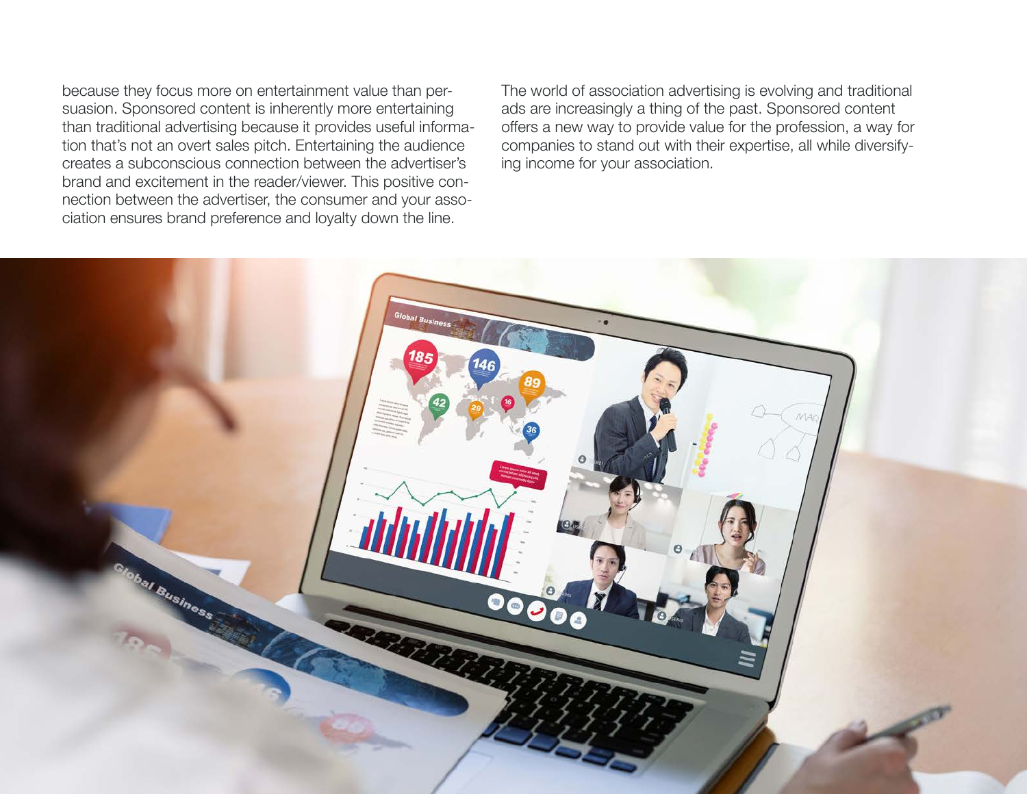because they focus more on entertainment value than persuasion. Sponsored content is inherently more entertaining than traditional advertising because it provides useful information that's not an overt sales pitch. Entertaining the audience creates a subconscious connection between the advertiser's brand and excitement in the reader/viewer. This positive connection between the advertiser, the consumer and your association ensures brand preference and loyalty down the line.

The world of association advertising is evolving and traditional ads are increasingly a thing of the past. Sponsored content offers a new way to provide value for the profession, a way for companies to stand out with their expertise, all while diversifying income for your association.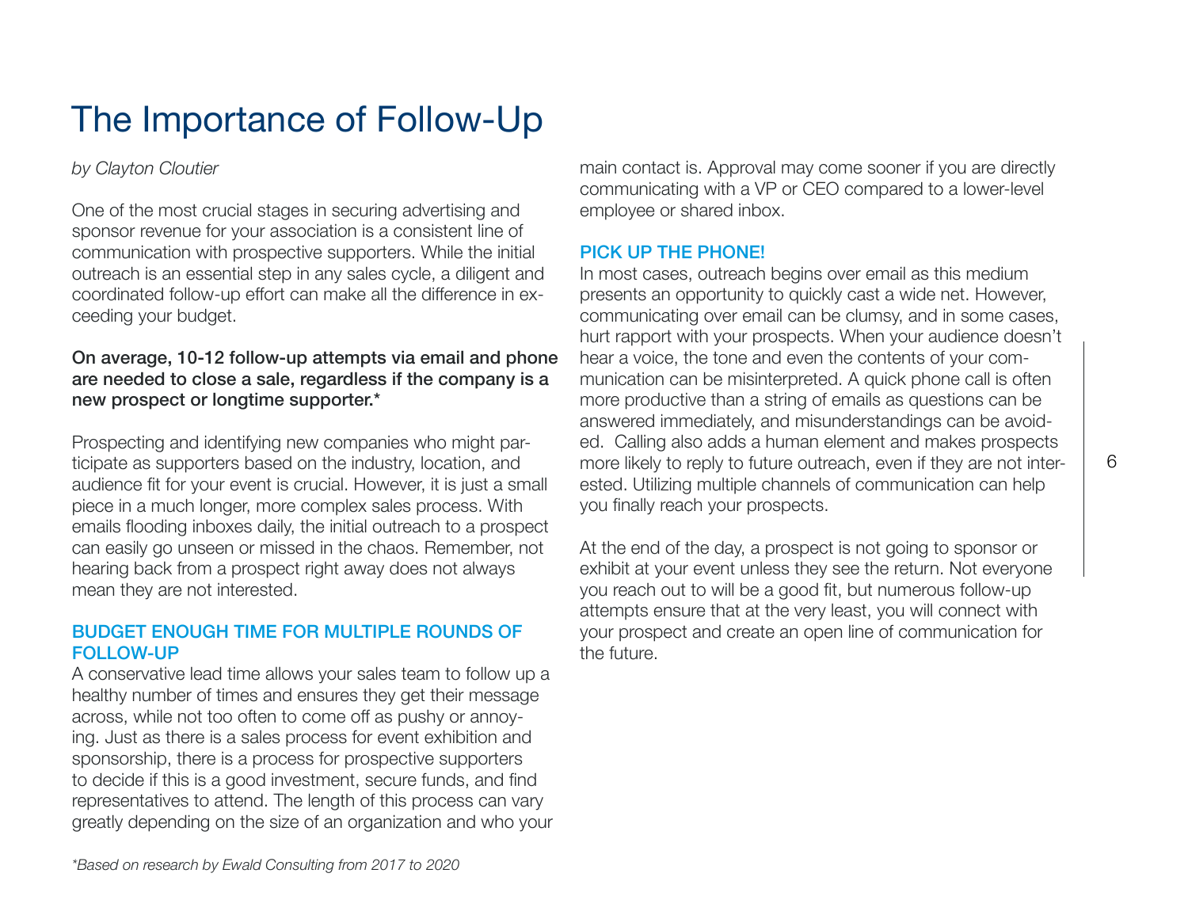# The Importance of Follow-Up

*by Clayton Cloutier*

One of the most crucial stages in securing advertising and sponsor revenue for your association is a consistent line of communication with prospective supporters. While the initial outreach is an essential step in any sales cycle, a diligent and coordinated follow-up effort can make all the difference in exceeding your budget.

**On average, 10-12 follow-up attempts via email and phone are needed to close a sale, regardless if the company is a new prospect or longtime supporter.***

Prospecting and identifying new companies who might participate as supporters based on the industry, location, and audience fit for your event is crucial. However, it is just a small piece in a much longer, more complex sales process. With emails flooding inboxes daily, the initial outreach to a prospect can easily go unseen or missed in the chaos. Remember, not hearing back from a prospect right away does not always mean they are not interested.

## BUDGET ENOUGH TIME FOR MULTIPLE ROUNDS OF FOLLOW-UP

A conservative lead time allows your sales team to follow up a healthy number of times and ensures they get their message across, while not too often to come off as pushy or annoying. Just as there is a sales process for event exhibition and sponsorship, there is a process for prospective supporters to decide if this is a good investment, secure funds, and find representatives to attend. The length of this process can vary greatly depending on the size of an organization and who your main contact is. Approval may come sooner if you are directly communicating with a VP or CEO compared to a lower-level employee or shared inbox.

## PICK UP THE PHONE!

In most cases, outreach begins over email as this medium presents an opportunity to quickly cast a wide net. However, communicating over email can be clumsy, and in some cases, hurt rapport with your prospects. When your audience doesn't hear a voice, the tone and even the contents of your communication can be misinterpreted. A quick phone call is often more productive than a string of emails as questions can be answered immediately, and misunderstandings can be avoided. Calling also adds a human element and makes prospects more likely to reply to future outreach, even if they are not interested. Utilizing multiple channels of communication can help you finally reach your prospects.

At the end of the day, a prospect is not going to sponsor or exhibit at your event unless they see the return. Not everyone you reach out to will be a good fit, but numerous follow-up attempts ensure that at the very least, you will connect with your prospect and create an open line of communication for the future.

*\*Based on research by Ewald Consulting from 2017 to 2020*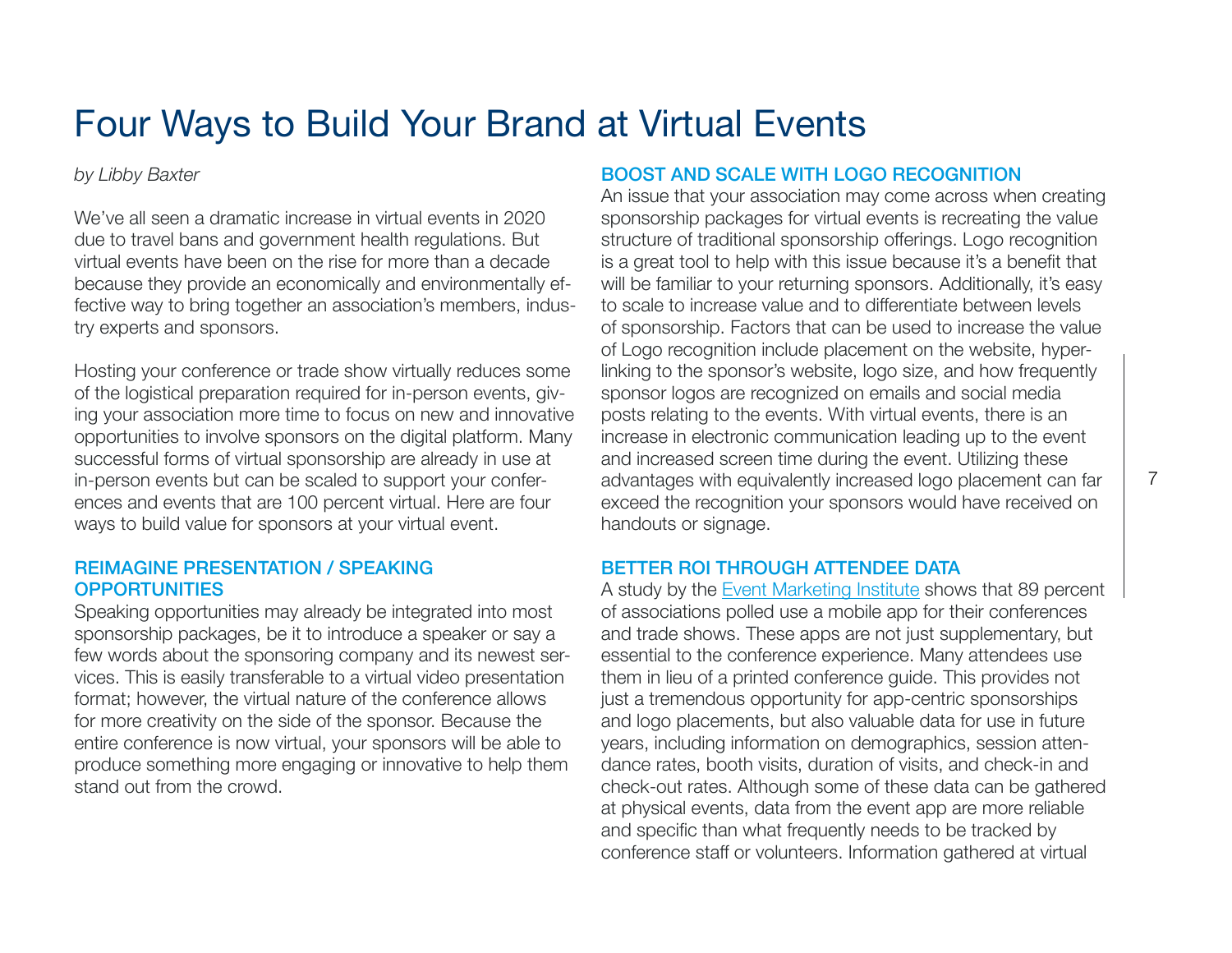# Four Ways to Build Your Brand at Virtual Events

*by Libby Baxter*

We've all seen a dramatic increase in virtual events in 2020 due to travel bans and government health regulations. But virtual events have been on the rise for more than a decade because they provide an economically and environmentally effective way to bring together an association's members, industry experts and sponsors.

Hosting your conference or trade show virtually reduces some of the logistical preparation required for in-person events, giving your association more time to focus on new and innovative opportunities to involve sponsors on the digital platform. Many successful forms of virtual sponsorship are already in use at in-person events but can be scaled to support your conferences and events that are 100 percent virtual. Here are four ways to build value for sponsors at your virtual event.

### REIMAGINE PRESENTATION / SPEAKING OPPORTUNITIES

Speaking opportunities may already be integrated into most sponsorship packages, be it to introduce a speaker or say a few words about the sponsoring company and its newest services. This is easily transferable to a virtual video presentation format; however, the virtual nature of the conference allows for more creativity on the side of the sponsor. Because the entire conference is now virtual, your sponsors will be able to produce something more engaging or innovative to help them stand out from the crowd.

### BOOST AND SCALE WITH LOGO RECOGNITION

An issue that your association may come across when creating sponsorship packages for virtual events is recreating the value structure of traditional sponsorship offerings. Logo recognition is a great tool to help with this issue because it's a benefit that will be familiar to your returning sponsors. Additionally, it's easy to scale to increase value and to differentiate between levels of sponsorship. Factors that can be used to increase the value of Logo recognition include placement on the website, hyperlinking to the sponsor's website, logo size, and how frequently sponsor logos are recognized on emails and social media posts relating to the events. With virtual events, there is an increase in electronic communication leading up to the event and increased screen time during the event. Utilizing these advantages with equivalently increased logo placement can far exceed the recognition your sponsors would have received on handouts or signage.

### BETTER ROI THROUGH ATTENDEE DATA

A study by the Event Marketing Institute shows that 89 percent of associations polled use a mobile app for their conferences and trade shows. These apps are not just supplementary, but essential to the conference experience. Many attendees use them in lieu of a printed conference guide. This provides not just a tremendous opportunity for app-centric sponsorships and logo placements, but also valuable data for use in future years, including information on demographics, session attendance rates, booth visits, duration of visits, and check-in and check-out rates. Although some of these data can be gathered at physical events, data from the event app are more reliable and specific than what frequently needs to be tracked by conference staff or volunteers. Information gathered at virtual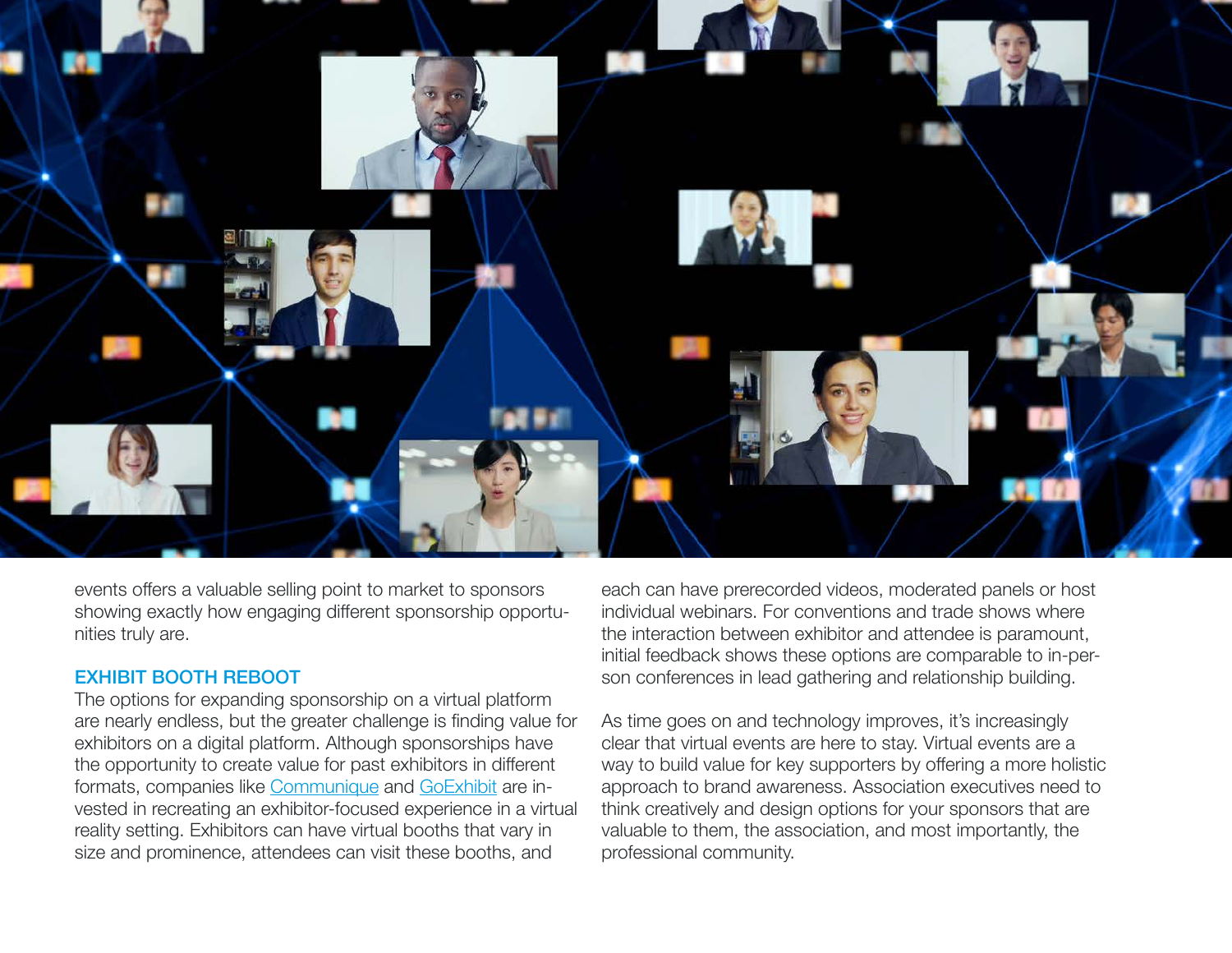events offers a valuable selling point to market to sponsors showing exactly how engaging different sponsorship opportunities truly are.

## EXHIBIT BOOTH REBOOT

The options for expanding sponsorship on a virtual platform are nearly endless, but the greater challenge is finding value for exhibitors on a digital platform. Although sponsorships have the opportunity to create value for past exhibitors in different formats, companies like [Communique]() and [GoExhibit]() are invested in recreating an exhibitor-focused experience in a virtual reality setting. Exhibitors can have virtual booths that vary in size and prominence, attendees can visit these booths, and each can have prerecorded videos, moderated panels or host individual webinars. For conventions and trade shows where the interaction between exhibitor and attendee is paramount, initial feedback shows these options are comparable to in-person conferences in lead gathering and relationship building.

As time goes on and technology improves, it's increasingly clear that virtual events are here to stay. Virtual events are a way to build value for key supporters by offering a more holistic approach to brand awareness. Association executives need to think creatively and design options for your sponsors that are valuable to them, the association, and most importantly, the professional community.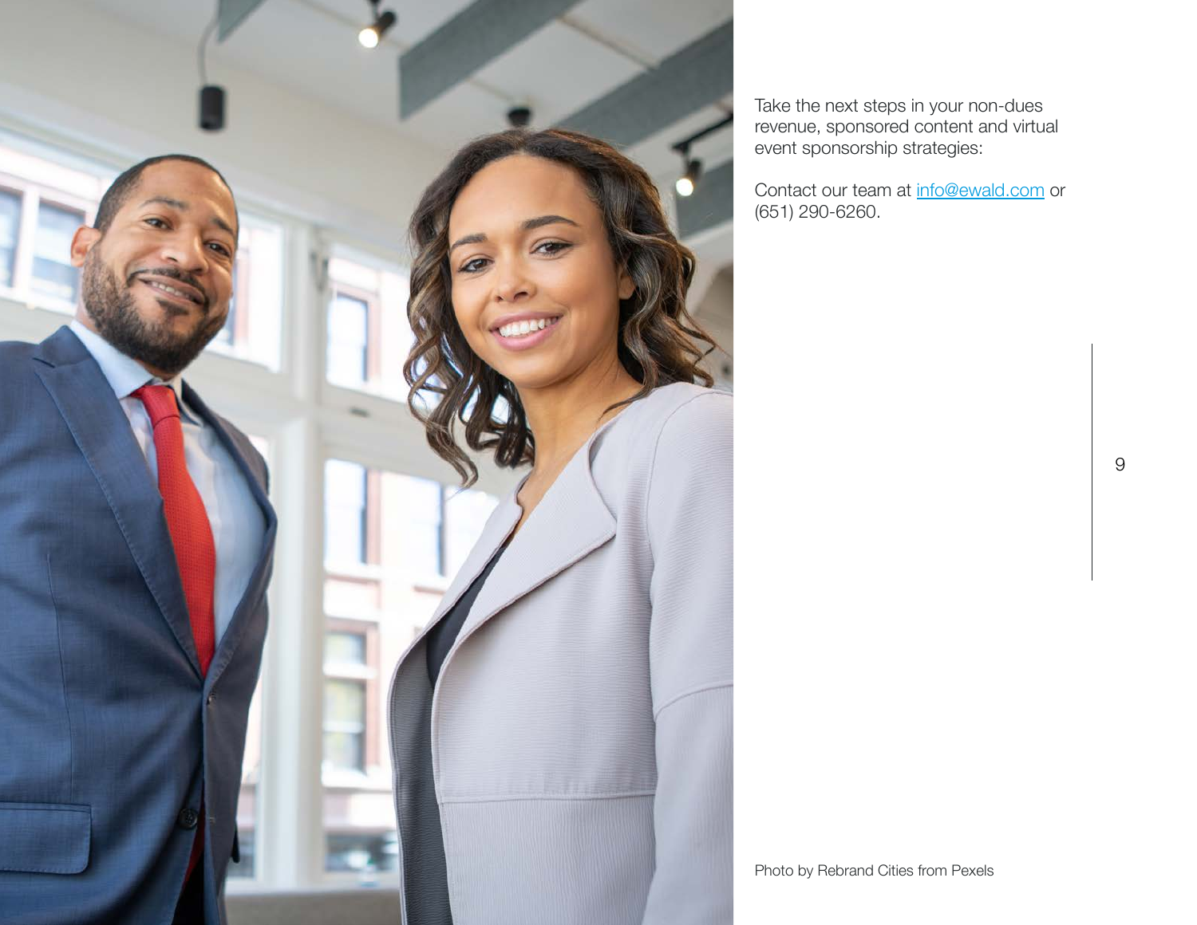Take the next steps in your non-dues revenue, sponsored content and virtual event sponsorship strategies:

Contact our team at info@ewald.com or (651) 290-6260.

Photo by Rebrand Cities from Pexels